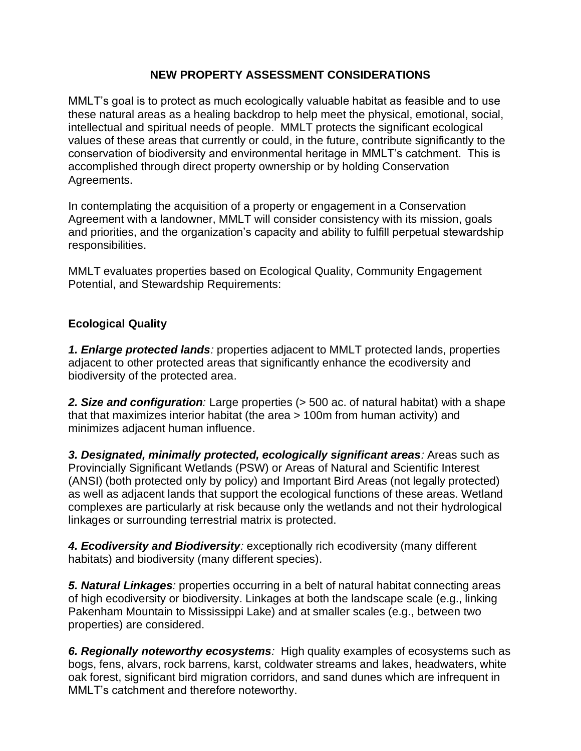# NEW PROPERTY ASSESSMENT CONSIDERATIONS

MMLT's goal is to protect as much ecologically valuable habitat as feasible and to use these natural areas as a healing backdrop to help meet the physical, emotional, social, intellectual and spiritual needs of people. MMLT protects the significant ecological values of these areas that currently or could, in the future, contribute significantly to the conservation of biodiversity and environmental heritage in MMLT's catchment. This is accomplished through direct property ownership or by holding Conservation Agreements.

In contemplating the acquisition of a property or engagement in a Conservation Agreement with a landowner, MMLT will consider consistency with its mission, goals and priorities, and the organization's capacity and ability to fulfill perpetual stewardship responsibilities.

MMLT evaluates properties based on Ecological Quality, Community Engagement Potential, and Stewardship Requirements:

## Ecological Quality

***1. Enlarge protected lands****:* properties adjacent to MMLT protected lands, properties adjacent to other protected areas that significantly enhance the ecodiversity and biodiversity of the protected area.

***2. Size and configuration****:* Large properties (> 500 ac. of natural habitat) with a shape that that maximizes interior habitat (the area > 100m from human activity) and minimizes adjacent human influence.

***3. Designated, minimally protected, ecologically significant areas****:* Areas such as Provincially Significant Wetlands (PSW) or Areas of Natural and Scientific Interest (ANSI) (both protected only by policy) and Important Bird Areas (not legally protected) as well as adjacent lands that support the ecological functions of these areas. Wetland complexes are particularly at risk because only the wetlands and not their hydrological linkages or surrounding terrestrial matrix is protected.

***4. Ecodiversity and Biodiversity****:* exceptionally rich ecodiversity (many different habitats) and biodiversity (many different species).

***5. Natural Linkages****:* properties occurring in a belt of natural habitat connecting areas of high ecodiversity or biodiversity. Linkages at both the landscape scale (e.g., linking Pakenham Mountain to Mississippi Lake) and at smaller scales (e.g., between two properties) are considered.

***6. Regionally noteworthy ecosystems****:* High quality examples of ecosystems such as bogs, fens, alvars, rock barrens, karst, coldwater streams and lakes, headwaters, white oak forest, significant bird migration corridors, and sand dunes which are infrequent in MMLT's catchment and therefore noteworthy.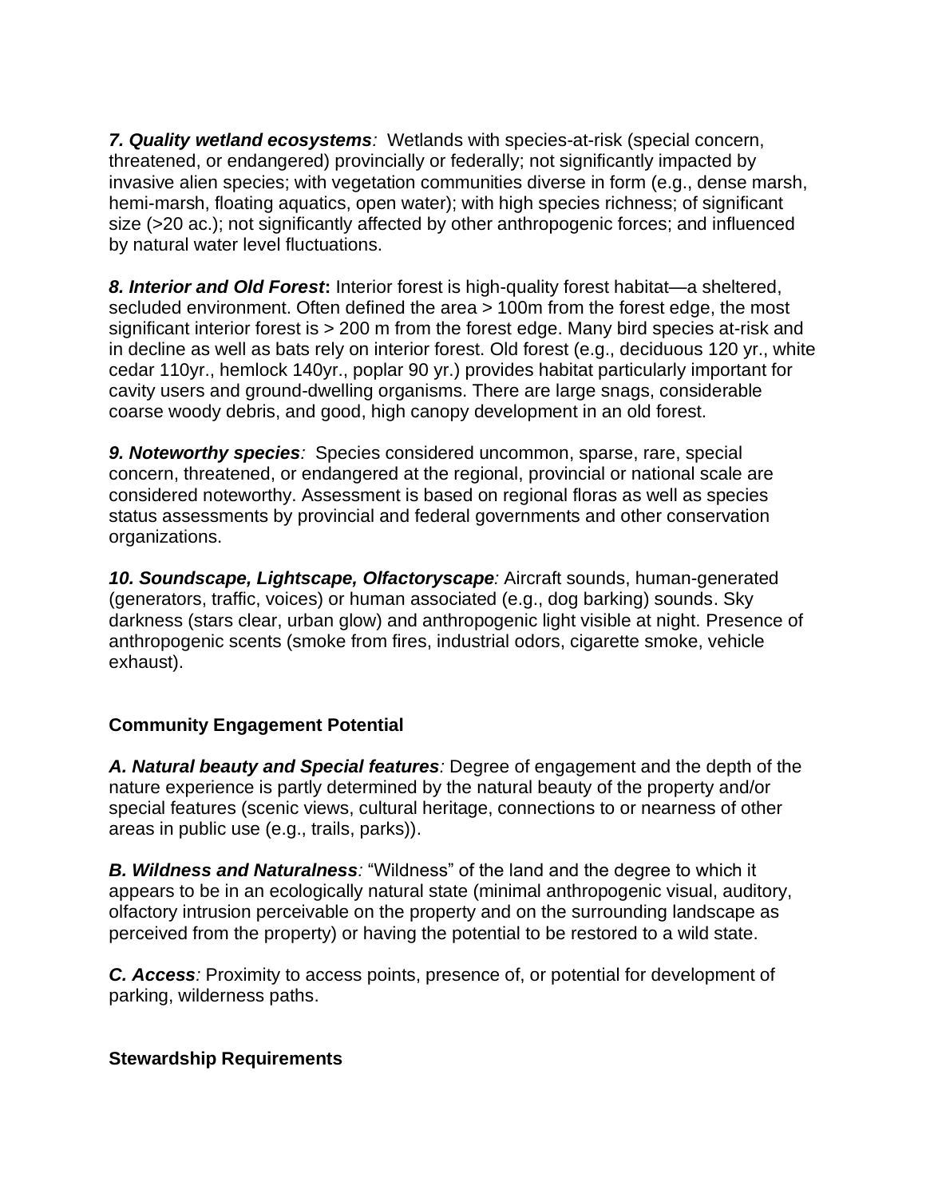***7. Quality wetland ecosystems**:* Wetlands with species-at-risk (special concern, threatened, or endangered) provincially or federally; not significantly impacted by invasive alien species; with vegetation communities diverse in form (e.g., dense marsh, hemi-marsh, floating aquatics, open water); with high species richness; of significant size (>20 ac.); not significantly affected by other anthropogenic forces; and influenced by natural water level fluctuations.

***8. Interior and Old Forest*:** Interior forest is high-quality forest habitat—a sheltered, secluded environment. Often defined the area > 100m from the forest edge, the most significant interior forest is > 200 m from the forest edge. Many bird species at-risk and in decline as well as bats rely on interior forest. Old forest (e.g., deciduous 120 yr., white cedar 110yr., hemlock 140yr., poplar 90 yr.) provides habitat particularly important for cavity users and ground-dwelling organisms. There are large snags, considerable coarse woody debris, and good, high canopy development in an old forest.

***9. Noteworthy species**:* Species considered uncommon, sparse, rare, special concern, threatened, or endangered at the regional, provincial or national scale are considered noteworthy. Assessment is based on regional floras as well as species status assessments by provincial and federal governments and other conservation organizations.

***10. Soundscape, Lightscape, Olfactoryscape**:* Aircraft sounds, human-generated (generators, traffic, voices) or human associated (e.g., dog barking) sounds. Sky darkness (stars clear, urban glow) and anthropogenic light visible at night. Presence of anthropogenic scents (smoke from fires, industrial odors, cigarette smoke, vehicle exhaust).

**Community Engagement Potential**

***A. Natural beauty and Special features**:* Degree of engagement and the depth of the nature experience is partly determined by the natural beauty of the property and/or special features (scenic views, cultural heritage, connections to or nearness of other areas in public use (e.g., trails, parks)).

***B. Wildness and Naturalness**:* "Wildness" of the land and the degree to which it appears to be in an ecologically natural state (minimal anthropogenic visual, auditory, olfactory intrusion perceivable on the property and on the surrounding landscape as perceived from the property) or having the potential to be restored to a wild state.

***C. Access**:* Proximity to access points, presence of, or potential for development of parking, wilderness paths.

**Stewardship Requirements**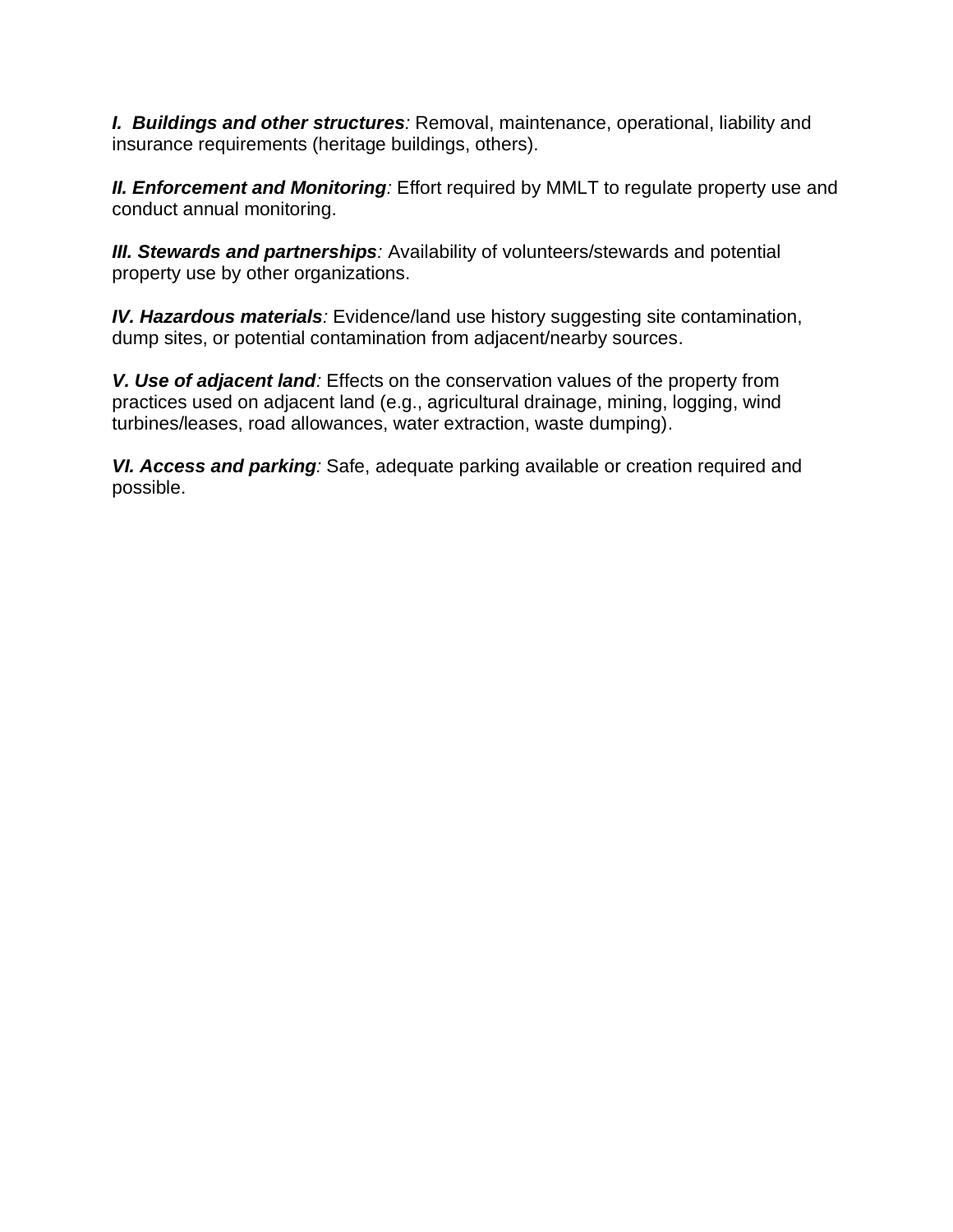***I. Buildings and other structures****:* Removal, maintenance, operational, liability and insurance requirements (heritage buildings, others).

***II. Enforcement and Monitoring****:* Effort required by MMLT to regulate property use and conduct annual monitoring.

***III. Stewards and partnerships****:* Availability of volunteers/stewards and potential property use by other organizations.

***IV. Hazardous materials****:* Evidence/land use history suggesting site contamination, dump sites, or potential contamination from adjacent/nearby sources.

***V. Use of adjacent land****:* Effects on the conservation values of the property from practices used on adjacent land (e.g., agricultural drainage, mining, logging, wind turbines/leases, road allowances, water extraction, waste dumping).

***VI. Access and parking****:* Safe, adequate parking available or creation required and possible.